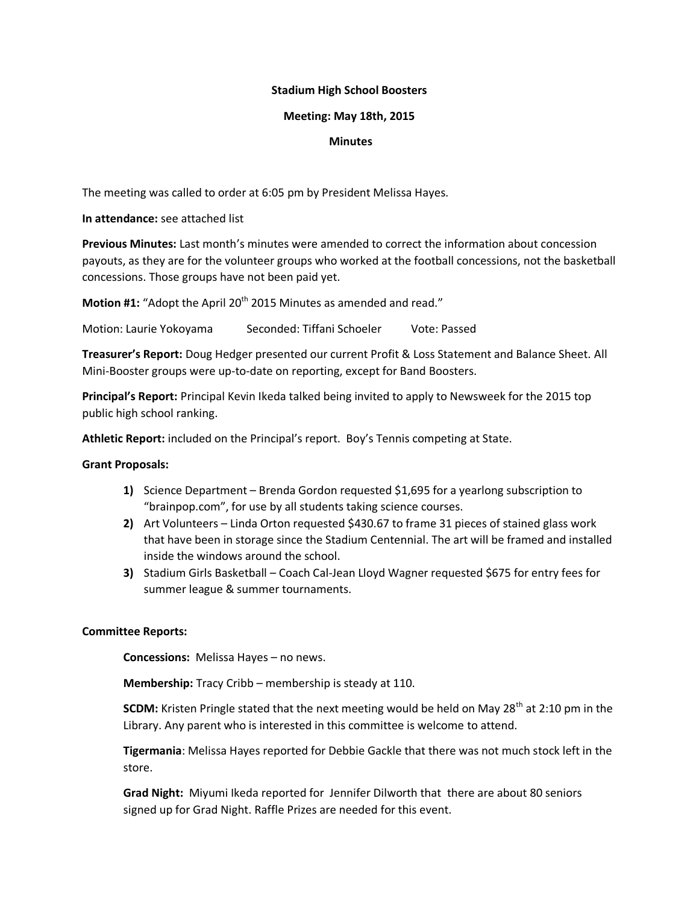**Stadium High School Boosters**

**Meeting: May 18th, 2015**

**Minutes**

The meeting was called to order at 6:05 pm by President Melissa Hayes.

**In attendance:** see attached list

**Previous Minutes:** Last month's minutes were amended to correct the information about concession payouts, as they are for the volunteer groups who worked at the football concessions, not the basketball concessions. Those groups have not been paid yet.

**Motion #1:** "Adopt the April 20th 2015 Minutes as amended and read."

Motion: Laurie Yokoyama Seconded: Tiffani Schoeler Vote: Passed

**Treasurer's Report:** Doug Hedger presented our current Profit & Loss Statement and Balance Sheet. All Mini-Booster groups were up-to-date on reporting, except for Band Boosters.

**Principal's Report:** Principal Kevin Ikeda talked being invited to apply to Newsweek for the 2015 top public high school ranking.

**Athletic Report:** included on the Principal's report. Boy's Tennis competing at State.

**Grant Proposals:**

1) Science Department – Brenda Gordon requested $1,695 for a yearlong subscription to "brainpop.com", for use by all students taking science courses.
2) Art Volunteers – Linda Orton requested $430.67 to frame 31 pieces of stained glass work that have been in storage since the Stadium Centennial. The art will be framed and installed inside the windows around the school.
3) Stadium Girls Basketball – Coach Cal-Jean Lloyd Wagner requested $675 for entry fees for summer league & summer tournaments.

**Committee Reports:**

**Concessions:** Melissa Hayes – no news.

**Membership:** Tracy Cribb – membership is steady at 110.

**SCDM:** Kristen Pringle stated that the next meeting would be held on May 28th at 2:10 pm in the Library. Any parent who is interested in this committee is welcome to attend.

**Tigermania**: Melissa Hayes reported for Debbie Gackle that there was not much stock left in the store.

**Grad Night:** Miyumi Ikeda reported for Jennifer Dilworth that there are about 80 seniors signed up for Grad Night. Raffle Prizes are needed for this event.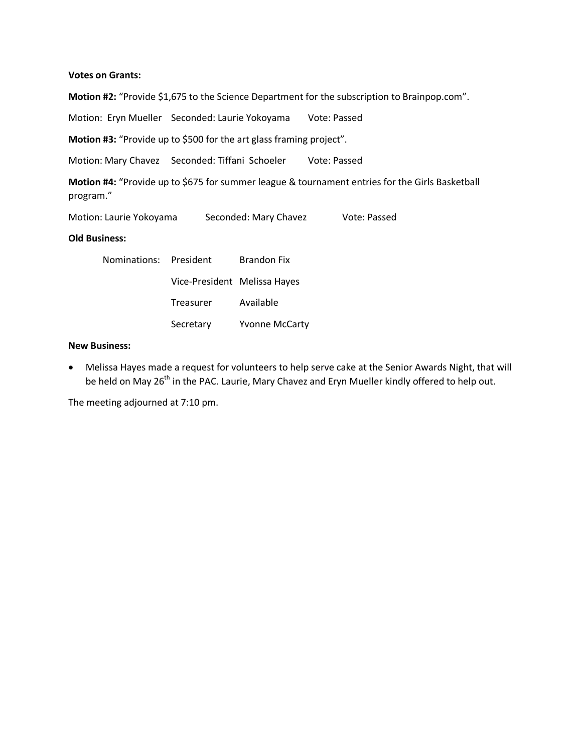**Votes on Grants:**

**Motion #2:** "Provide $1,675 to the Science Department for the subscription to Brainpop.com".

Motion: Eryn Mueller Seconded: Laurie Yokoyama Vote: Passed

**Motion #3:** "Provide up to $500 for the art glass framing project".

Motion: Mary Chavez Seconded: Tiffani Schoeler Vote: Passed

**Motion #4:** "Provide up to $675 for summer league & tournament entries for the Girls Basketball program."

Motion: Laurie Yokoyama Seconded: Mary Chavez Vote: Passed

**Old Business:**

| | | |
|---|---|---|
| Nominations: | President | Brandon Fix |
| | Vice-President | Melissa Hayes |
| | Treasurer | Available |
| | Secretary | Yvonne McCarty |

**New Business:**

- Melissa Hayes made a request for volunteers to help serve cake at the Senior Awards Night, that will be held on May 26th in the PAC. Laurie, Mary Chavez and Eryn Mueller kindly offered to help out.

The meeting adjourned at 7:10 pm.